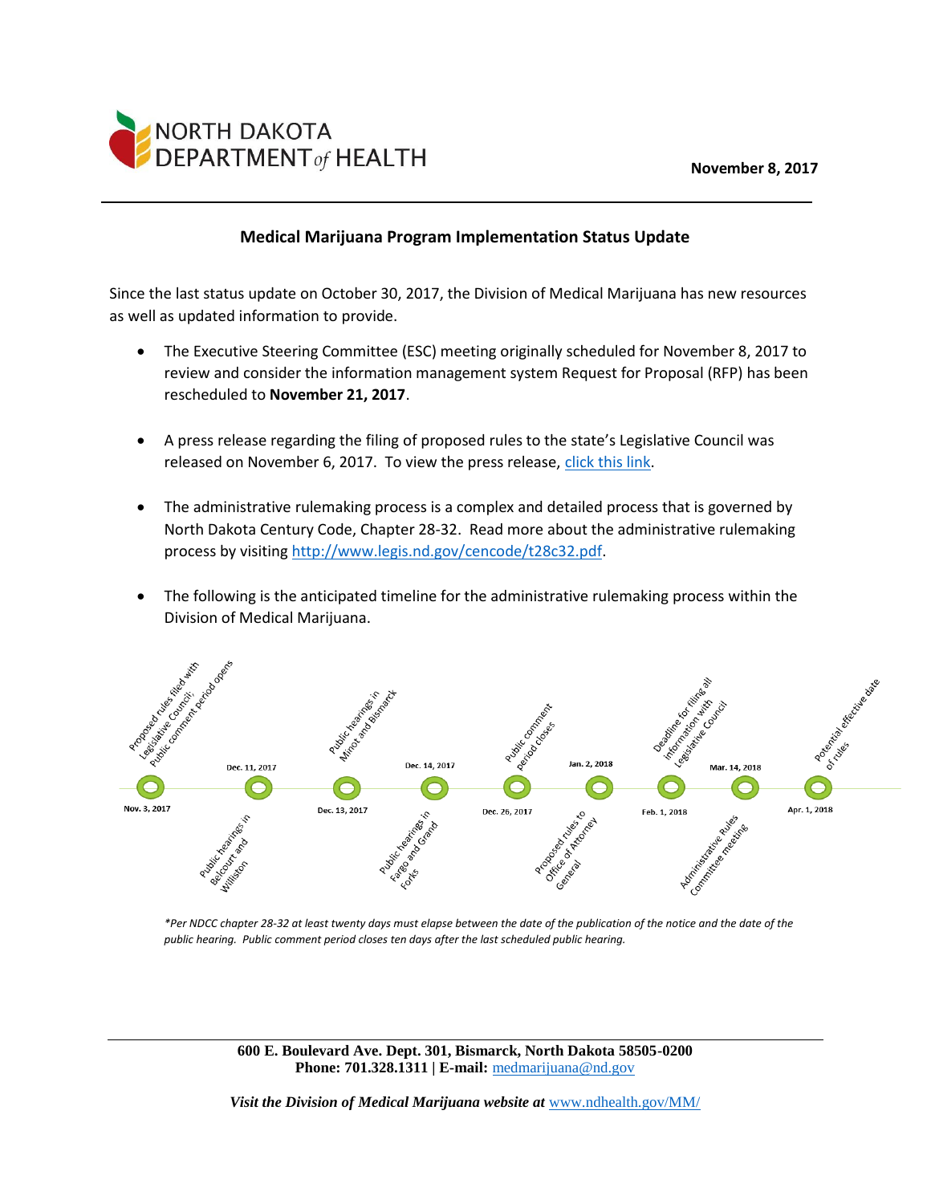NORTH DAKOTA DEPARTMENT *of* HEALTH

**November 8, 2017**

## Medical Marijuana Program Implementation Status Update

Since the last status update on October 30, 2017, the Division of Medical Marijuana has new resources as well as updated information to provide.

- The Executive Steering Committee (ESC) meeting originally scheduled for November 8, 2017 to review and consider the information management system Request for Proposal (RFP) has been rescheduled to **November 21, 2017**.
- A press release regarding the filing of proposed rules to the state's Legislative Council was released on November 6, 2017. To view the press release, click this link.
- The administrative rulemaking process is a complex and detailed process that is governed by North Dakota Century Code, Chapter 28-32. Read more about the administrative rulemaking process by visiting http://www.legis.nd.gov/cencode/t28c32.pdf.
- The following is the anticipated timeline for the administrative rulemaking process within the Division of Medical Marijuana.

| Date | Event |
| --- | --- |
| Nov. 3, 2017 | Proposed rules filed with Legislative Council; Public comment period opens |
| Dec. 11, 2017 | Public hearings in Belcourt and Williston |
| Dec. 13, 2017 | Public hearings in Minot and Bismarck |
| Dec. 14, 2017 | Public hearings in Fargo and Grand Forks |
| Dec. 26, 2017 | Public comment period closes |
| Jan. 2, 2018 | Proposed rules to Office of Attorney General |
| Feb. 1, 2018 | Deadline for filing all information with Legislative Council |
| Mar. 14, 2018 | Administrative Rules Committee meeting |
| Apr. 1, 2018 | Potential effective date of rules |

*\*Per NDCC chapter 28-32 at least twenty days must elapse between the date of the publication of the notice and the date of the public hearing. Public comment period closes ten days after the last scheduled public hearing.*

**600 E. Boulevard Ave. Dept. 301, Bismarck, North Dakota 58505-0200**
**Phone: 701.328.1311 | E-mail:** medmarijuana@nd.gov

***Visit the Division of Medical Marijuana website at*** www.ndhealth.gov/MM/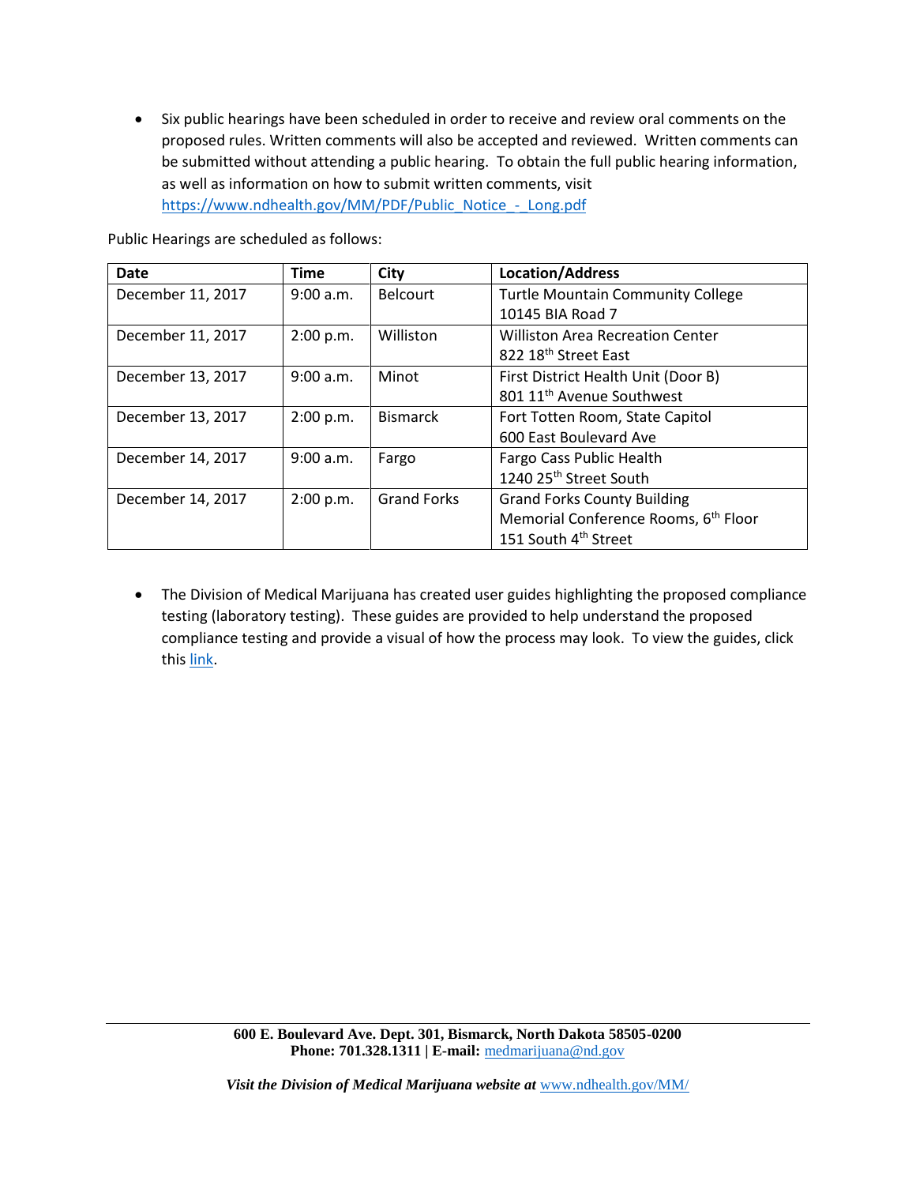- Six public hearings have been scheduled in order to receive and review oral comments on the proposed rules. Written comments will also be accepted and reviewed. Written comments can be submitted without attending a public hearing. To obtain the full public hearing information, as well as information on how to submit written comments, visit https://www.ndhealth.gov/MM/PDF/Public_Notice_-_Long.pdf

Public Hearings are scheduled as follows:

| Date | Time | City | Location/Address |
|---|---|---|---|
| December 11, 2017 | 9:00 a.m. | Belcourt | Turtle Mountain Community College<br>10145 BIA Road 7 |
| December 11, 2017 | 2:00 p.m. | Williston | Williston Area Recreation Center<br>822 18th Street East |
| December 13, 2017 | 9:00 a.m. | Minot | First District Health Unit (Door B)<br>801 11th Avenue Southwest |
| December 13, 2017 | 2:00 p.m. | Bismarck | Fort Totten Room, State Capitol<br>600 East Boulevard Ave |
| December 14, 2017 | 9:00 a.m. | Fargo | Fargo Cass Public Health<br>1240 25th Street South |
| December 14, 2017 | 2:00 p.m. | Grand Forks | Grand Forks County Building<br>Memorial Conference Rooms, 6th Floor<br>151 South 4th Street |

- The Division of Medical Marijuana has created user guides highlighting the proposed compliance testing (laboratory testing). These guides are provided to help understand the proposed compliance testing and provide a visual of how the process may look. To view the guides, click this link.

**600 E. Boulevard Ave. Dept. 301, Bismarck, North Dakota 58505-0200**
**Phone: 701.328.1311 | E-mail:** medmarijuana@nd.gov

*Visit the Division of Medical Marijuana website at* www.ndhealth.gov/MM/